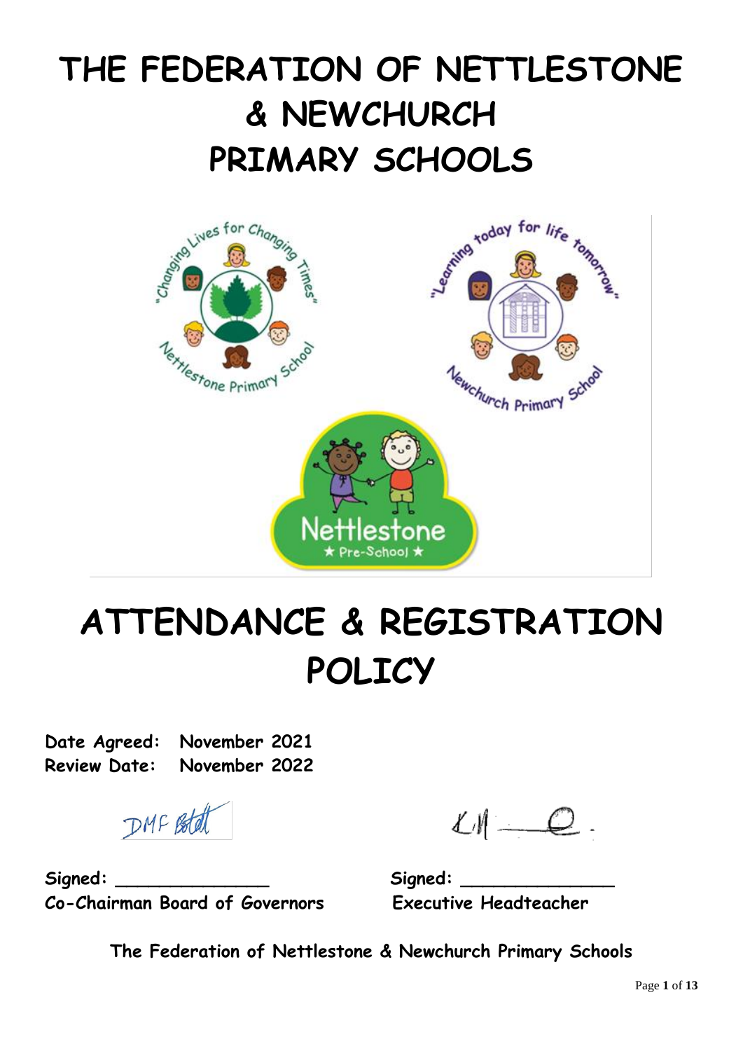# THE FEDERATION OF NETTLESTONE & NEWCHURCH PRIMARY SCHOOLS

# ATTENDANCE & REGISTRATION POLICY

**Date Agreed:** November 2021
**Review Date:** November 2022

Signed: ______________
Co-Chairman Board of Governors

Signed: ______________
Executive Headteacher

The Federation of Nettlestone & Newchurch Primary Schools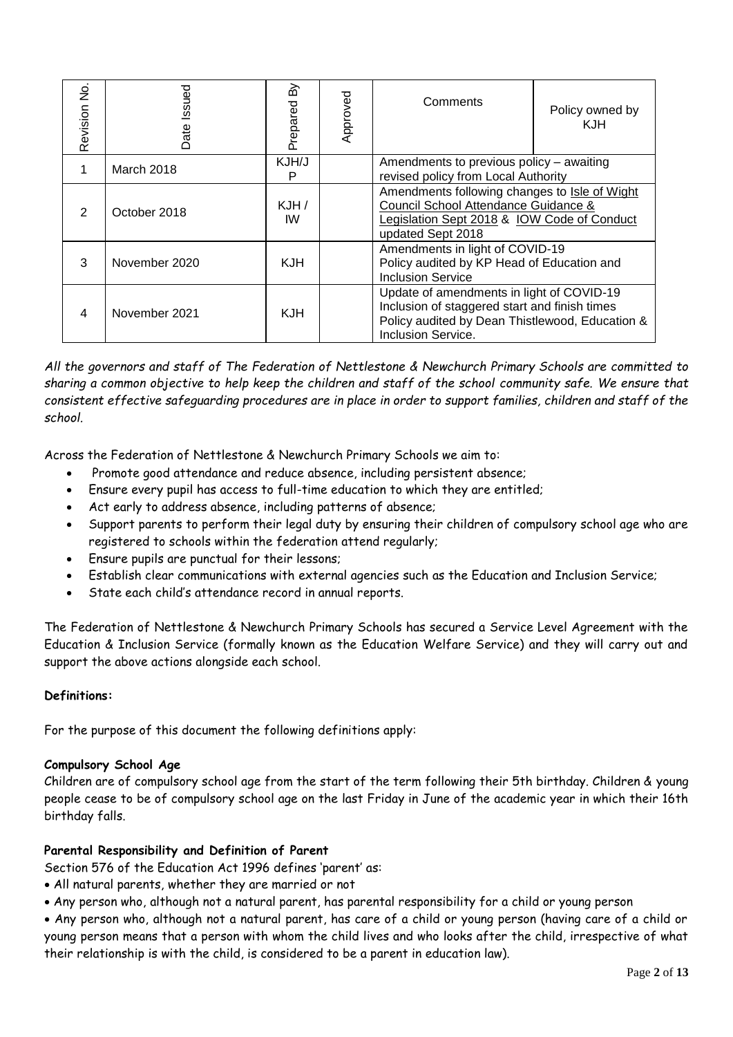| Revision No. | Date Issued | Prepared By | Approved | Comments | Policy owned by KJH |
|---|---|---|---|---|---|
| 1 | March 2018 | KJH/JP | | Amendments to previous policy – awaiting revised policy from Local Authority | |
| 2 | October 2018 | KJH / IW | | Amendments following changes to Isle of Wight Council School Attendance Guidance & Legislation Sept 2018 & IOW Code of Conduct updated Sept 2018 | |
| 3 | November 2020 | KJH | | Amendments in light of COVID-19 Policy audited by KP Head of Education and Inclusion Service | |
| 4 | November 2021 | KJH | | Update of amendments in light of COVID-19 Inclusion of staggered start and finish times Policy audited by Dean Thistlewood, Education & Inclusion Service. | |

*All the governors and staff of The Federation of Nettlestone & Newchurch Primary Schools are committed to sharing a common objective to help keep the children and staff of the school community safe. We ensure that consistent effective safeguarding procedures are in place in order to support families, children and staff of the school.*

Across the Federation of Nettlestone & Newchurch Primary Schools we aim to:

- Promote good attendance and reduce absence, including persistent absence;
- Ensure every pupil has access to full-time education to which they are entitled;
- Act early to address absence, including patterns of absence;
- Support parents to perform their legal duty by ensuring their children of compulsory school age who are registered to schools within the federation attend regularly;
- Ensure pupils are punctual for their lessons;
- Establish clear communications with external agencies such as the Education and Inclusion Service;
- State each child's attendance record in annual reports.

The Federation of Nettlestone & Newchurch Primary Schools has secured a Service Level Agreement with the Education & Inclusion Service (formally known as the Education Welfare Service) and they will carry out and support the above actions alongside each school.

**Definitions:**

For the purpose of this document the following definitions apply:

**Compulsory School Age**

Children are of compulsory school age from the start of the term following their 5th birthday. Children & young people cease to be of compulsory school age on the last Friday in June of the academic year in which their 16th birthday falls.

**Parental Responsibility and Definition of Parent**

Section 576 of the Education Act 1996 defines 'parent' as:

- All natural parents, whether they are married or not
- Any person who, although not a natural parent, has parental responsibility for a child or young person
- Any person who, although not a natural parent, has care of a child or young person (having care of a child or young person means that a person with whom the child lives and who looks after the child, irrespective of what their relationship is with the child, is considered to be a parent in education law).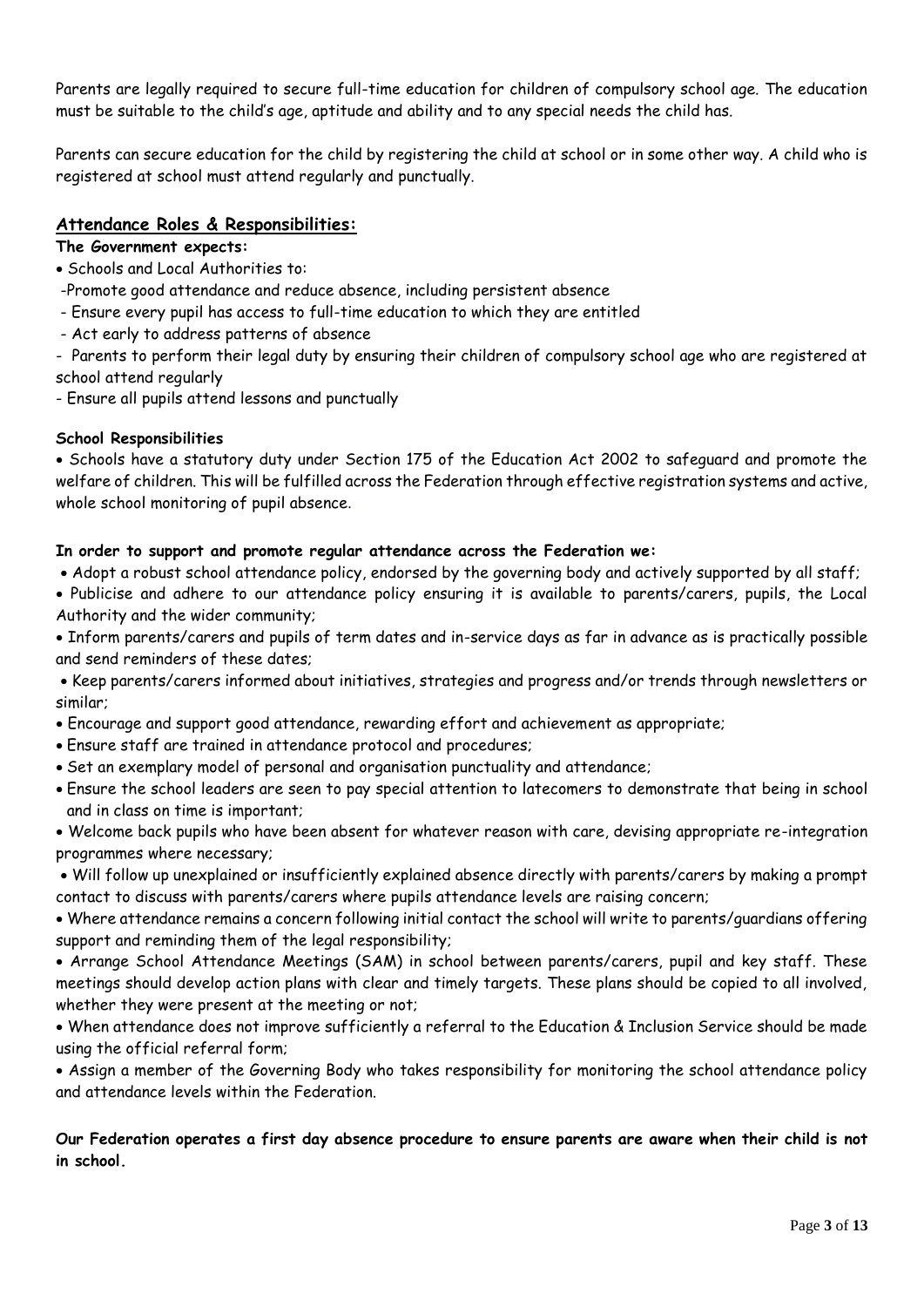Parents are legally required to secure full-time education for children of compulsory school age. The education must be suitable to the child's age, aptitude and ability and to any special needs the child has.

Parents can secure education for the child by registering the child at school or in some other way. A child who is registered at school must attend regularly and punctually.

## Attendance Roles & Responsibilities:

**The Government expects:**

- Schools and Local Authorities to:
  - Promote good attendance and reduce absence, including persistent absence
  - Ensure every pupil has access to full-time education to which they are entitled
  - Act early to address patterns of absence
- Parents to perform their legal duty by ensuring their children of compulsory school age who are registered at school attend regularly
- Ensure all pupils attend lessons and punctually

**School Responsibilities**

- Schools have a statutory duty under Section 175 of the Education Act 2002 to safeguard and promote the welfare of children. This will be fulfilled across the Federation through effective registration systems and active, whole school monitoring of pupil absence.

**In order to support and promote regular attendance across the Federation we:**

- Adopt a robust school attendance policy, endorsed by the governing body and actively supported by all staff;
- Publicise and adhere to our attendance policy ensuring it is available to parents/carers, pupils, the Local Authority and the wider community;
- Inform parents/carers and pupils of term dates and in-service days as far in advance as is practically possible and send reminders of these dates;
- Keep parents/carers informed about initiatives, strategies and progress and/or trends through newsletters or similar;
- Encourage and support good attendance, rewarding effort and achievement as appropriate;
- Ensure staff are trained in attendance protocol and procedures;
- Set an exemplary model of personal and organisation punctuality and attendance;
- Ensure the school leaders are seen to pay special attention to latecomers to demonstrate that being in school and in class on time is important;
- Welcome back pupils who have been absent for whatever reason with care, devising appropriate re-integration programmes where necessary;
- Will follow up unexplained or insufficiently explained absence directly with parents/carers by making a prompt contact to discuss with parents/carers where pupils attendance levels are raising concern;
- Where attendance remains a concern following initial contact the school will write to parents/guardians offering support and reminding them of the legal responsibility;
- Arrange School Attendance Meetings (SAM) in school between parents/carers, pupil and key staff. These meetings should develop action plans with clear and timely targets. These plans should be copied to all involved, whether they were present at the meeting or not;
- When attendance does not improve sufficiently a referral to the Education & Inclusion Service should be made using the official referral form;
- Assign a member of the Governing Body who takes responsibility for monitoring the school attendance policy and attendance levels within the Federation.

**Our Federation operates a first day absence procedure to ensure parents are aware when their child is not in school.**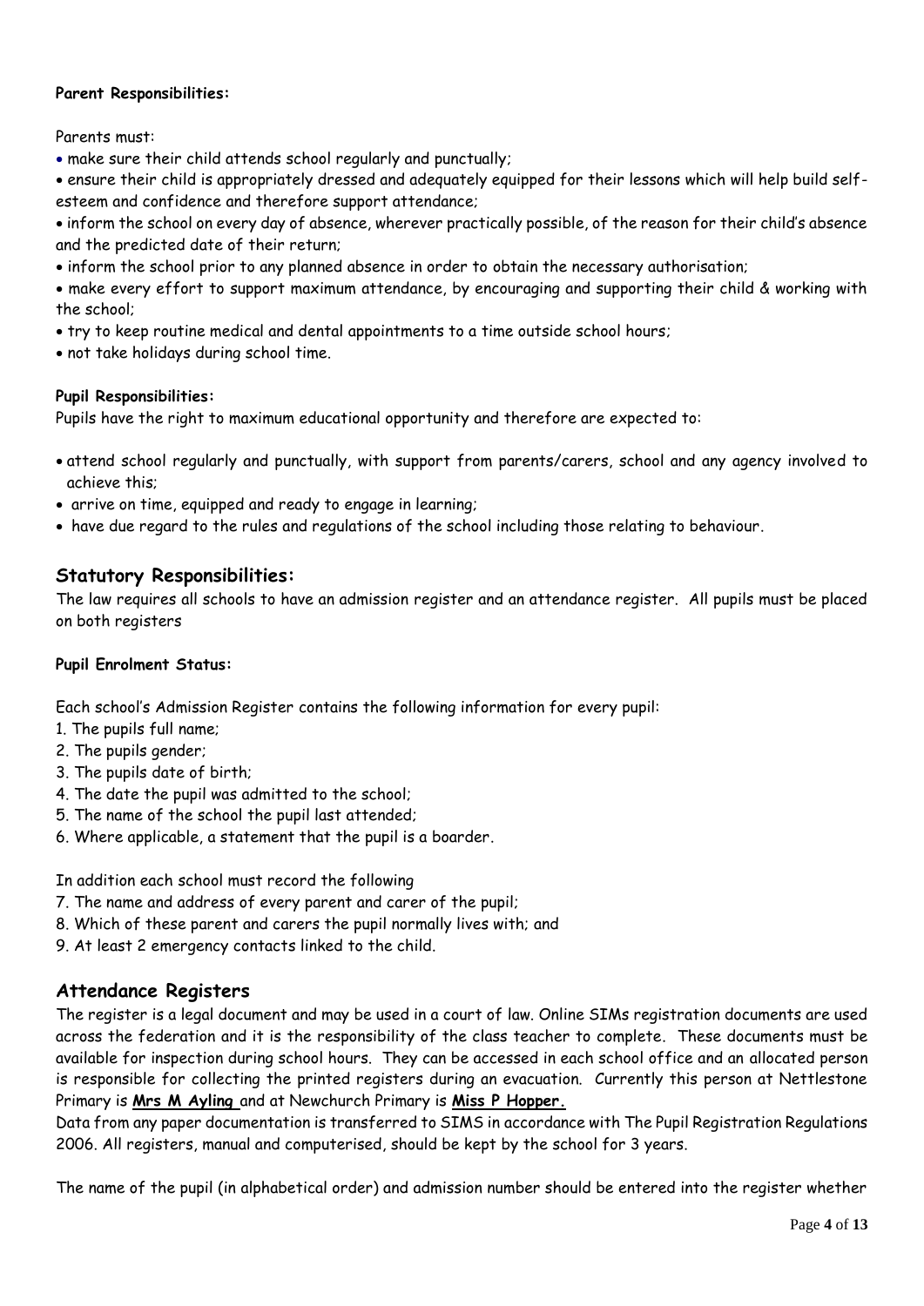**Parent Responsibilities:**

Parents must:

- make sure their child attends school regularly and punctually;
- ensure their child is appropriately dressed and adequately equipped for their lessons which will help build self-esteem and confidence and therefore support attendance;
- inform the school on every day of absence, wherever practically possible, of the reason for their child's absence and the predicted date of their return;
- inform the school prior to any planned absence in order to obtain the necessary authorisation;
- make every effort to support maximum attendance, by encouraging and supporting their child & working with the school;
- try to keep routine medical and dental appointments to a time outside school hours;
- not take holidays during school time.

**Pupil Responsibilities:**

Pupils have the right to maximum educational opportunity and therefore are expected to:

- attend school regularly and punctually, with support from parents/carers, school and any agency involved to achieve this;
- arrive on time, equipped and ready to engage in learning;
- have due regard to the rules and regulations of the school including those relating to behaviour.

## Statutory Responsibilities:

The law requires all schools to have an admission register and an attendance register. All pupils must be placed on both registers

**Pupil Enrolment Status:**

Each school's Admission Register contains the following information for every pupil:

1. The pupils full name;
2. The pupils gender;
3. The pupils date of birth;
4. The date the pupil was admitted to the school;
5. The name of the school the pupil last attended;
6. Where applicable, a statement that the pupil is a boarder.

In addition each school must record the following

7. The name and address of every parent and carer of the pupil;
8. Which of these parent and carers the pupil normally lives with; and
9. At least 2 emergency contacts linked to the child.

## Attendance Registers

The register is a legal document and may be used in a court of law. Online SIMs registration documents are used across the federation and it is the responsibility of the class teacher to complete. These documents must be available for inspection during school hours. They can be accessed in each school office and an allocated person is responsible for collecting the printed registers during an evacuation. Currently this person at Nettlestone Primary is **Mrs M Ayling** and at Newchurch Primary is **Miss P Hopper.**

Data from any paper documentation is transferred to SIMS in accordance with The Pupil Registration Regulations 2006. All registers, manual and computerised, should be kept by the school for 3 years.

The name of the pupil (in alphabetical order) and admission number should be entered into the register whether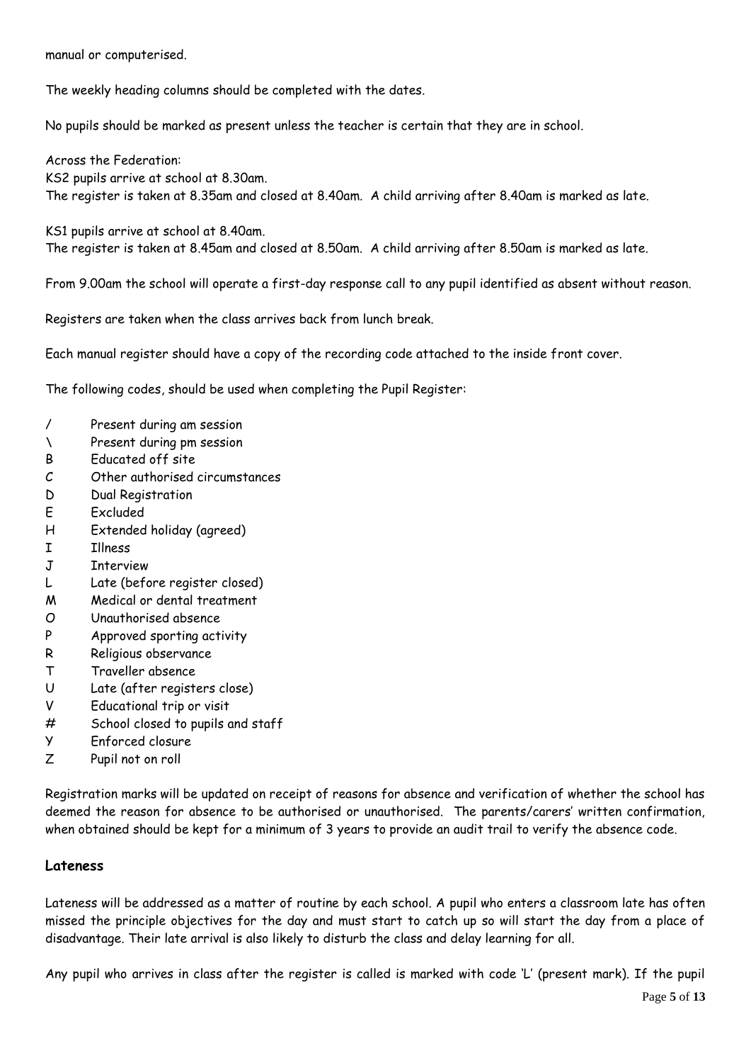manual or computerised.

The weekly heading columns should be completed with the dates.

No pupils should be marked as present unless the teacher is certain that they are in school.

Across the Federation:
KS2 pupils arrive at school at 8.30am.
The register is taken at 8.35am and closed at 8.40am. A child arriving after 8.40am is marked as late.

KS1 pupils arrive at school at 8.40am.
The register is taken at 8.45am and closed at 8.50am. A child arriving after 8.50am is marked as late.

From 9.00am the school will operate a first-day response call to any pupil identified as absent without reason.

Registers are taken when the class arrives back from lunch break.

Each manual register should have a copy of the recording code attached to the inside front cover.

The following codes, should be used when completing the Pupil Register:

| Code | Meaning |
|---|---|
| / | Present during am session |
| \ | Present during pm session |
| B | Educated off site |
| C | Other authorised circumstances |
| D | Dual Registration |
| E | Excluded |
| H | Extended holiday (agreed) |
| I | Illness |
| J | Interview |
| L | Late (before register closed) |
| M | Medical or dental treatment |
| O | Unauthorised absence |
| P | Approved sporting activity |
| R | Religious observance |
| T | Traveller absence |
| U | Late (after registers close) |
| V | Educational trip or visit |
| # | School closed to pupils and staff |
| Y | Enforced closure |
| Z | Pupil not on roll |

Registration marks will be updated on receipt of reasons for absence and verification of whether the school has deemed the reason for absence to be authorised or unauthorised. The parents/carers' written confirmation, when obtained should be kept for a minimum of 3 years to provide an audit trail to verify the absence code.

## Lateness

Lateness will be addressed as a matter of routine by each school. A pupil who enters a classroom late has often missed the principle objectives for the day and must start to catch up so will start the day from a place of disadvantage. Their late arrival is also likely to disturb the class and delay learning for all.

Any pupil who arrives in class after the register is called is marked with code 'L' (present mark). If the pupil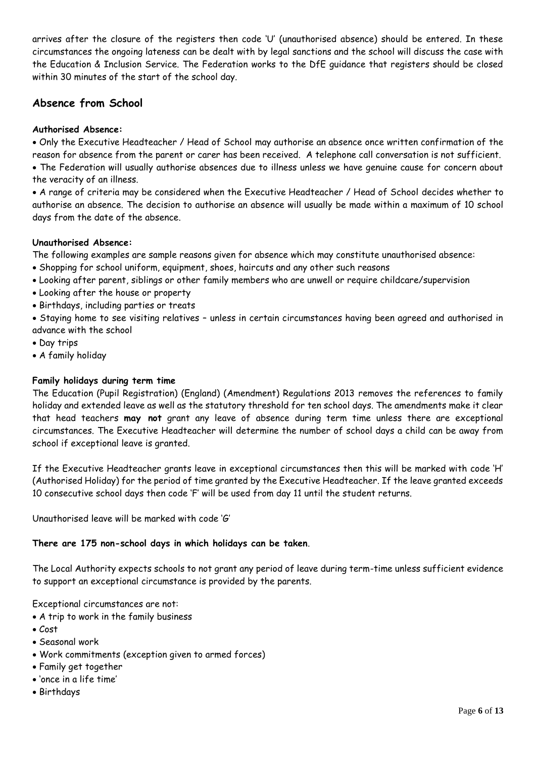arrives after the closure of the registers then code 'U' (unauthorised absence) should be entered. In these circumstances the ongoing lateness can be dealt with by legal sanctions and the school will discuss the case with the Education & Inclusion Service. The Federation works to the DfE guidance that registers should be closed within 30 minutes of the start of the school day.

## Absence from School

**Authorised Absence:**

- Only the Executive Headteacher / Head of School may authorise an absence once written confirmation of the reason for absence from the parent or carer has been received. A telephone call conversation is not sufficient.
- The Federation will usually authorise absences due to illness unless we have genuine cause for concern about the veracity of an illness.
- A range of criteria may be considered when the Executive Headteacher / Head of School decides whether to authorise an absence. The decision to authorise an absence will usually be made within a maximum of 10 school days from the date of the absence.

**Unauthorised Absence:**

The following examples are sample reasons given for absence which may constitute unauthorised absence:

- Shopping for school uniform, equipment, shoes, haircuts and any other such reasons
- Looking after parent, siblings or other family members who are unwell or require childcare/supervision
- Looking after the house or property
- Birthdays, including parties or treats
- Staying home to see visiting relatives – unless in certain circumstances having been agreed and authorised in advance with the school
- Day trips
- A family holiday

**Family holidays during term time**

The Education (Pupil Registration) (England) (Amendment) Regulations 2013 removes the references to family holiday and extended leave as well as the statutory threshold for ten school days. The amendments make it clear that head teachers **may not** grant any leave of absence during term time unless there are exceptional circumstances. The Executive Headteacher will determine the number of school days a child can be away from school if exceptional leave is granted.

If the Executive Headteacher grants leave in exceptional circumstances then this will be marked with code 'H' (Authorised Holiday) for the period of time granted by the Executive Headteacher. If the leave granted exceeds 10 consecutive school days then code 'F' will be used from day 11 until the student returns.

Unauthorised leave will be marked with code 'G'

**There are 175 non-school days in which holidays can be taken**.

The Local Authority expects schools to not grant any period of leave during term-time unless sufficient evidence to support an exceptional circumstance is provided by the parents.

Exceptional circumstances are not:

- A trip to work in the family business
- Cost
- Seasonal work
- Work commitments (exception given to armed forces)
- Family get together
- 'once in a life time'
- Birthdays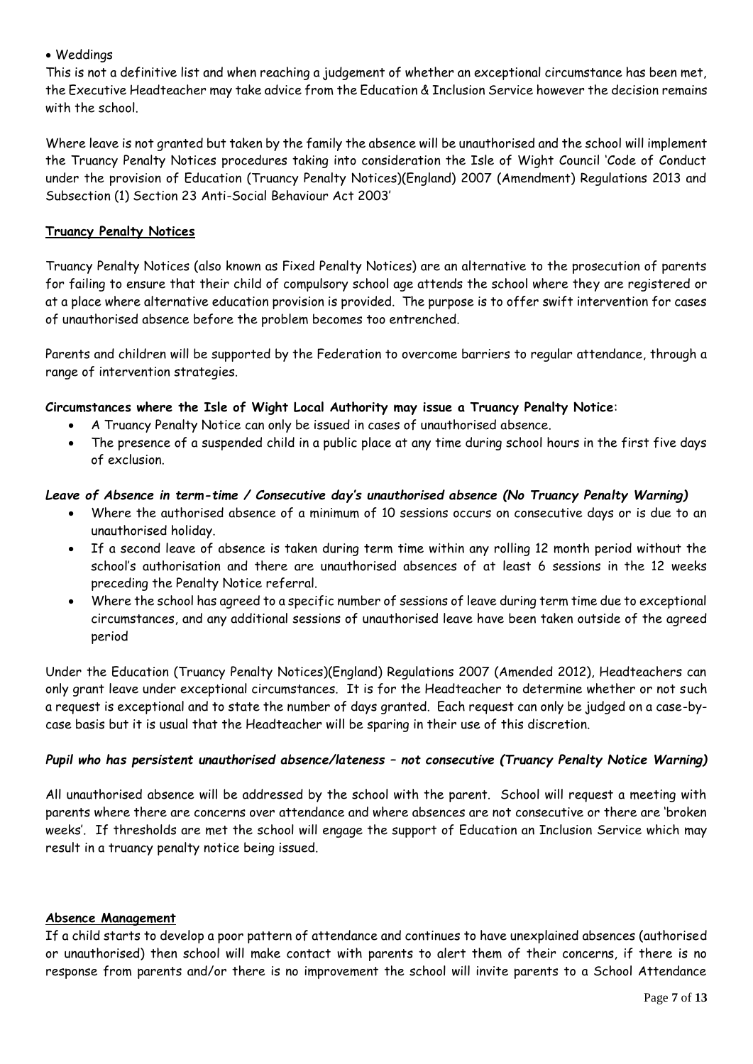- Weddings

This is not a definitive list and when reaching a judgement of whether an exceptional circumstance has been met, the Executive Headteacher may take advice from the Education & Inclusion Service however the decision remains with the school.

Where leave is not granted but taken by the family the absence will be unauthorised and the school will implement the Truancy Penalty Notices procedures taking into consideration the Isle of Wight Council 'Code of Conduct under the provision of Education (Truancy Penalty Notices)(England) 2007 (Amendment) Regulations 2013 and Subsection (1) Section 23 Anti-Social Behaviour Act 2003'

## Truancy Penalty Notices

Truancy Penalty Notices (also known as Fixed Penalty Notices) are an alternative to the prosecution of parents for failing to ensure that their child of compulsory school age attends the school where they are registered or at a place where alternative education provision is provided. The purpose is to offer swift intervention for cases of unauthorised absence before the problem becomes too entrenched.

Parents and children will be supported by the Federation to overcome barriers to regular attendance, through a range of intervention strategies.

**Circumstances where the Isle of Wight Local Authority may issue a Truancy Penalty Notice**:

- A Truancy Penalty Notice can only be issued in cases of unauthorised absence.
- The presence of a suspended child in a public place at any time during school hours in the first five days of exclusion.

***Leave of Absence in term-time / Consecutive day's unauthorised absence (No Truancy Penalty Warning)***

- Where the authorised absence of a minimum of 10 sessions occurs on consecutive days or is due to an unauthorised holiday.
- If a second leave of absence is taken during term time within any rolling 12 month period without the school's authorisation and there are unauthorised absences of at least 6 sessions in the 12 weeks preceding the Penalty Notice referral.
- Where the school has agreed to a specific number of sessions of leave during term time due to exceptional circumstances, and any additional sessions of unauthorised leave have been taken outside of the agreed period

Under the Education (Truancy Penalty Notices)(England) Regulations 2007 (Amended 2012), Headteachers can only grant leave under exceptional circumstances. It is for the Headteacher to determine whether or not such a request is exceptional and to state the number of days granted. Each request can only be judged on a case-by-case basis but it is usual that the Headteacher will be sparing in their use of this discretion.

***Pupil who has persistent unauthorised absence/lateness – not consecutive (Truancy Penalty Notice Warning)***

All unauthorised absence will be addressed by the school with the parent. School will request a meeting with parents where there are concerns over attendance and where absences are not consecutive or there are 'broken weeks'. If thresholds are met the school will engage the support of Education an Inclusion Service which may result in a truancy penalty notice being issued.

## Absence Management

If a child starts to develop a poor pattern of attendance and continues to have unexplained absences (authorised or unauthorised) then school will make contact with parents to alert them of their concerns, if there is no response from parents and/or there is no improvement the school will invite parents to a School Attendance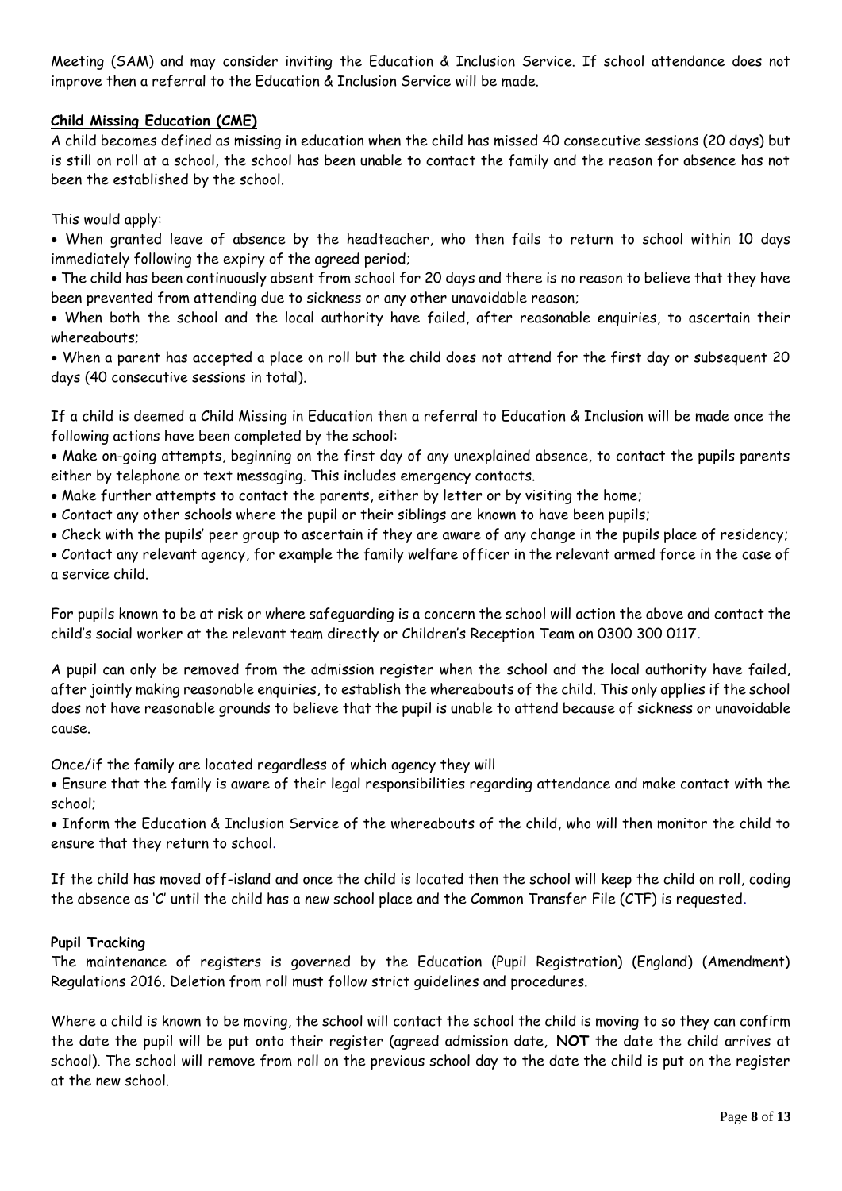Meeting (SAM) and may consider inviting the Education & Inclusion Service. If school attendance does not improve then a referral to the Education & Inclusion Service will be made.

**Child Missing Education (CME)**

A child becomes defined as missing in education when the child has missed 40 consecutive sessions (20 days) but is still on roll at a school, the school has been unable to contact the family and the reason for absence has not been the established by the school.

This would apply:

- When granted leave of absence by the headteacher, who then fails to return to school within 10 days immediately following the expiry of the agreed period;
- The child has been continuously absent from school for 20 days and there is no reason to believe that they have been prevented from attending due to sickness or any other unavoidable reason;
- When both the school and the local authority have failed, after reasonable enquiries, to ascertain their whereabouts;
- When a parent has accepted a place on roll but the child does not attend for the first day or subsequent 20 days (40 consecutive sessions in total).

If a child is deemed a Child Missing in Education then a referral to Education & Inclusion will be made once the following actions have been completed by the school:

- Make on-going attempts, beginning on the first day of any unexplained absence, to contact the pupils parents either by telephone or text messaging. This includes emergency contacts.
- Make further attempts to contact the parents, either by letter or by visiting the home;
- Contact any other schools where the pupil or their siblings are known to have been pupils;
- Check with the pupils' peer group to ascertain if they are aware of any change in the pupils place of residency;
- Contact any relevant agency, for example the family welfare officer in the relevant armed force in the case of a service child.

For pupils known to be at risk or where safeguarding is a concern the school will action the above and contact the child's social worker at the relevant team directly or Children's Reception Team on 0300 300 0117.

A pupil can only be removed from the admission register when the school and the local authority have failed, after jointly making reasonable enquiries, to establish the whereabouts of the child. This only applies if the school does not have reasonable grounds to believe that the pupil is unable to attend because of sickness or unavoidable cause.

Once/if the family are located regardless of which agency they will

- Ensure that the family is aware of their legal responsibilities regarding attendance and make contact with the school;
- Inform the Education & Inclusion Service of the whereabouts of the child, who will then monitor the child to ensure that they return to school.

If the child has moved off-island and once the child is located then the school will keep the child on roll, coding the absence as 'C' until the child has a new school place and the Common Transfer File (CTF) is requested.

**Pupil Tracking**

The maintenance of registers is governed by the Education (Pupil Registration) (England) (Amendment) Regulations 2016. Deletion from roll must follow strict guidelines and procedures.

Where a child is known to be moving, the school will contact the school the child is moving to so they can confirm the date the pupil will be put onto their register (agreed admission date, **NOT** the date the child arrives at school). The school will remove from roll on the previous school day to the date the child is put on the register at the new school.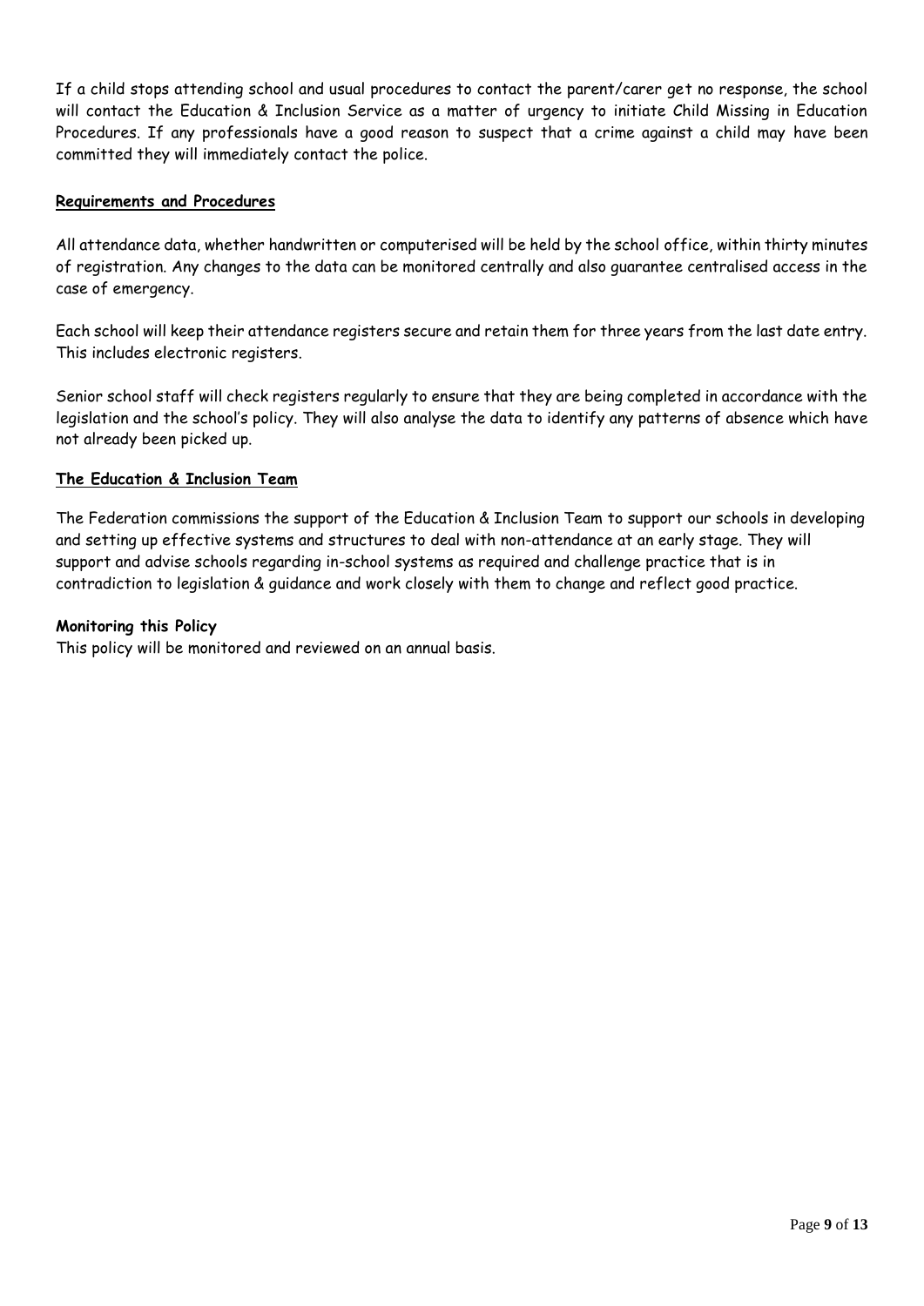If a child stops attending school and usual procedures to contact the parent/carer get no response, the school will contact the Education & Inclusion Service as a matter of urgency to initiate Child Missing in Education Procedures. If any professionals have a good reason to suspect that a crime against a child may have been committed they will immediately contact the police.

**Requirements and Procedures**

All attendance data, whether handwritten or computerised will be held by the school office, within thirty minutes of registration. Any changes to the data can be monitored centrally and also guarantee centralised access in the case of emergency.

Each school will keep their attendance registers secure and retain them for three years from the last date entry. This includes electronic registers.

Senior school staff will check registers regularly to ensure that they are being completed in accordance with the legislation and the school's policy. They will also analyse the data to identify any patterns of absence which have not already been picked up.

**The Education & Inclusion Team**

The Federation commissions the support of the Education & Inclusion Team to support our schools in developing and setting up effective systems and structures to deal with non-attendance at an early stage. They will support and advise schools regarding in-school systems as required and challenge practice that is in contradiction to legislation & guidance and work closely with them to change and reflect good practice.

**Monitoring this Policy**

This policy will be monitored and reviewed on an annual basis.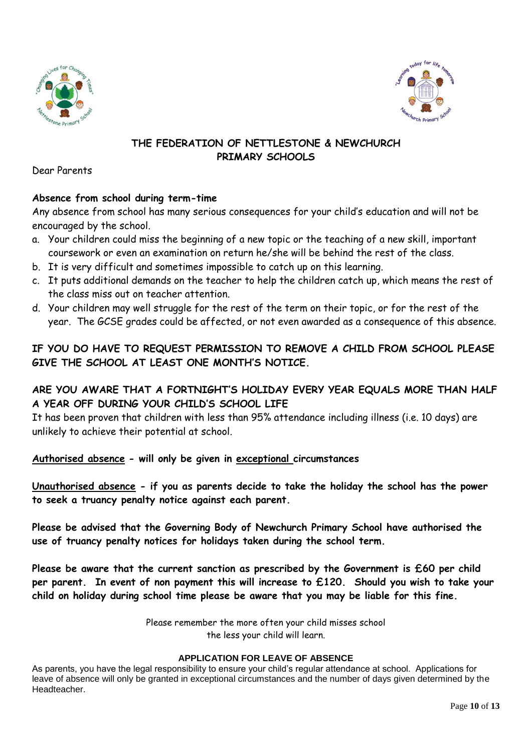## THE FEDERATION OF NETTLESTONE & NEWCHURCH PRIMARY SCHOOLS

Dear Parents

**Absence from school during term-time**

Any absence from school has many serious consequences for your child's education and will not be encouraged by the school.

a. Your children could miss the beginning of a new topic or the teaching of a new skill, important coursework or even an examination on return he/she will be behind the rest of the class.
b. It is very difficult and sometimes impossible to catch up on this learning.
c. It puts additional demands on the teacher to help the children catch up, which means the rest of the class miss out on teacher attention.
d. Your children may well struggle for the rest of the term on their topic, or for the rest of the year. The GCSE grades could be affected, or not even awarded as a consequence of this absence.

**IF YOU DO HAVE TO REQUEST PERMISSION TO REMOVE A CHILD FROM SCHOOL PLEASE GIVE THE SCHOOL AT LEAST ONE MONTH'S NOTICE.**

**ARE YOU AWARE THAT A FORTNIGHT'S HOLIDAY EVERY YEAR EQUALS MORE THAN HALF A YEAR OFF DURING YOUR CHILD'S SCHOOL LIFE**

It has been proven that children with less than 95% attendance including illness (i.e. 10 days) are unlikely to achieve their potential at school.

**Authorised absence - will only be given in exceptional circumstances**

**Unauthorised absence - if you as parents decide to take the holiday the school has the power to seek a truancy penalty notice against each parent.**

**Please be advised that the Governing Body of Newchurch Primary School have authorised the use of truancy penalty notices for holidays taken during the school term.**

**Please be aware that the current sanction as prescribed by the Government is £60 per child per parent. In event of non payment this will increase to £120. Should you wish to take your child on holiday during school time please be aware that you may be liable for this fine.**

Please remember the more often your child misses school
the less your child will learn.

**APPLICATION FOR LEAVE OF ABSENCE**

As parents, you have the legal responsibility to ensure your child's regular attendance at school. Applications for leave of absence will only be granted in exceptional circumstances and the number of days given determined by the Headteacher.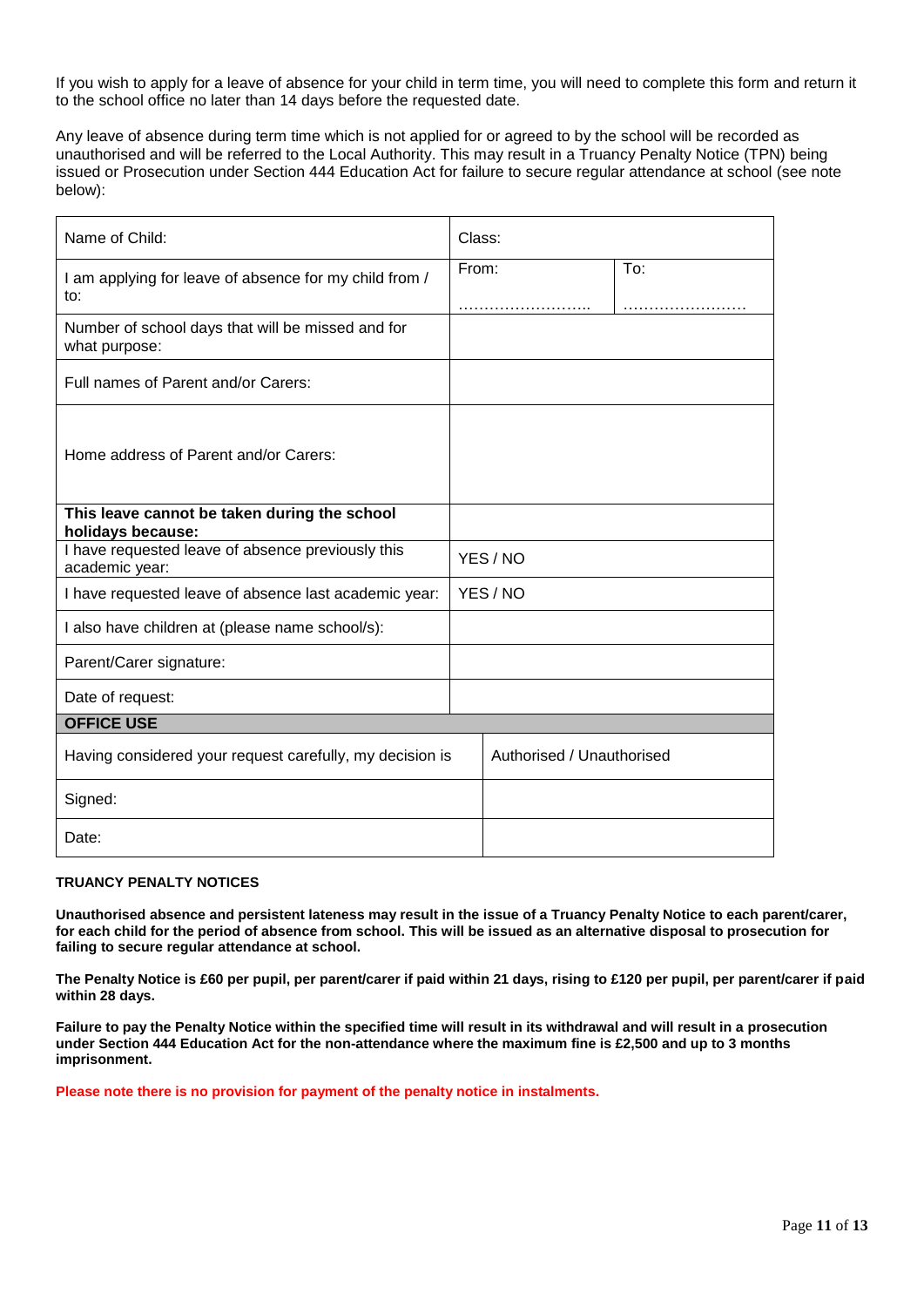If you wish to apply for a leave of absence for your child in term time, you will need to complete this form and return it to the school office no later than 14 days before the requested date.

Any leave of absence during term time which is not applied for or agreed to by the school will be recorded as unauthorised and will be referred to the Local Authority. This may result in a Truancy Penalty Notice (TPN) being issued or Prosecution under Section 444 Education Act for failure to secure regular attendance at school (see note below):

| Name of Child: | Class: | |
|---|---|---|
| I am applying for leave of absence for my child from / to: | From: …………………….. | To: …………………… |
| Number of school days that will be missed and for what purpose: | | |
| Full names of Parent and/or Carers: | | |
| Home address of Parent and/or Carers: | | |
| **This leave cannot be taken during the school holidays because:** | | |
| I have requested leave of absence previously this academic year: | YES / NO | |
| I have requested leave of absence last academic year: | YES / NO | |
| I also have children at (please name school/s): | | |
| Parent/Carer signature: | | |
| Date of request: | | |
| **OFFICE USE** | | |
| Having considered your request carefully, my decision is | Authorised / Unauthorised | |
| Signed: | | |
| Date: | | |

**TRUANCY PENALTY NOTICES**

**Unauthorised absence and persistent lateness may result in the issue of a Truancy Penalty Notice to each parent/carer, for each child for the period of absence from school. This will be issued as an alternative disposal to prosecution for failing to secure regular attendance at school.**

**The Penalty Notice is £60 per pupil, per parent/carer if paid within 21 days, rising to £120 per pupil, per parent/carer if paid within 28 days.**

**Failure to pay the Penalty Notice within the specified time will result in its withdrawal and will result in a prosecution under Section 444 Education Act for the non-attendance where the maximum fine is £2,500 and up to 3 months imprisonment.**

**Please note there is no provision for payment of the penalty notice in instalments.**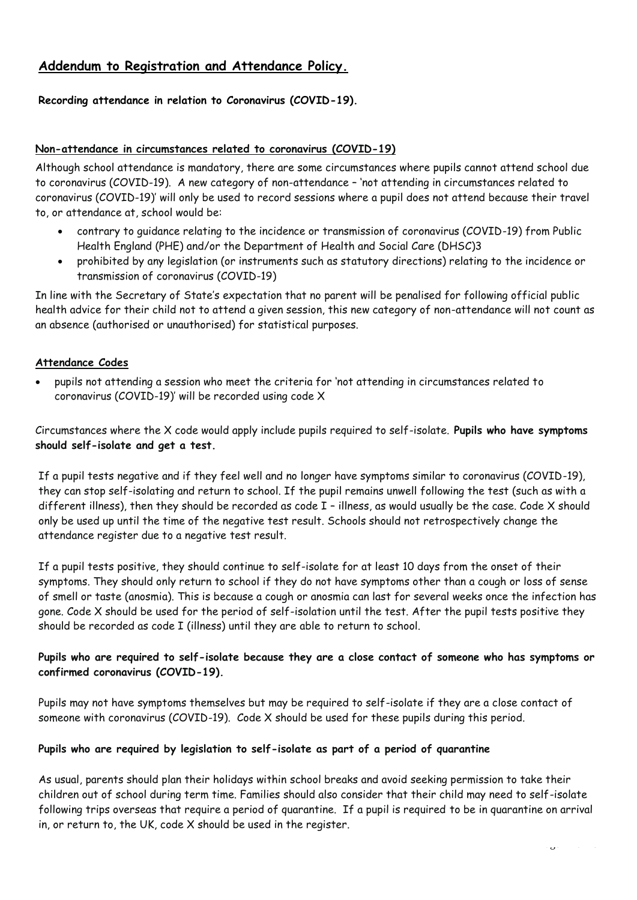## Addendum to Registration and Attendance Policy.

**Recording attendance in relation to Coronavirus (COVID-19).**

**Non-attendance in circumstances related to coronavirus (COVID-19)**

Although school attendance is mandatory, there are some circumstances where pupils cannot attend school due to coronavirus (COVID-19). A new category of non-attendance – 'not attending in circumstances related to coronavirus (COVID-19)' will only be used to record sessions where a pupil does not attend because their travel to, or attendance at, school would be:

- contrary to guidance relating to the incidence or transmission of coronavirus (COVID-19) from Public Health England (PHE) and/or the Department of Health and Social Care (DHSC)3
- prohibited by any legislation (or instruments such as statutory directions) relating to the incidence or transmission of coronavirus (COVID-19)

In line with the Secretary of State's expectation that no parent will be penalised for following official public health advice for their child not to attend a given session, this new category of non-attendance will not count as an absence (authorised or unauthorised) for statistical purposes.

**Attendance Codes**

- pupils not attending a session who meet the criteria for 'not attending in circumstances related to coronavirus (COVID-19)' will be recorded using code X

Circumstances where the X code would apply include pupils required to self-isolate. **Pupils who have symptoms should self-isolate and get a test.**

If a pupil tests negative and if they feel well and no longer have symptoms similar to coronavirus (COVID-19), they can stop self-isolating and return to school. If the pupil remains unwell following the test (such as with a different illness), then they should be recorded as code I – illness, as would usually be the case. Code X should only be used up until the time of the negative test result. Schools should not retrospectively change the attendance register due to a negative test result.

If a pupil tests positive, they should continue to self-isolate for at least 10 days from the onset of their symptoms. They should only return to school if they do not have symptoms other than a cough or loss of sense of smell or taste (anosmia). This is because a cough or anosmia can last for several weeks once the infection has gone. Code X should be used for the period of self-isolation until the test. After the pupil tests positive they should be recorded as code I (illness) until they are able to return to school.

**Pupils who are required to self-isolate because they are a close contact of someone who has symptoms or confirmed coronavirus (COVID-19).**

Pupils may not have symptoms themselves but may be required to self-isolate if they are a close contact of someone with coronavirus (COVID-19). Code X should be used for these pupils during this period.

**Pupils who are required by legislation to self-isolate as part of a period of quarantine**

As usual, parents should plan their holidays within school breaks and avoid seeking permission to take their children out of school during term time. Families should also consider that their child may need to self-isolate following trips overseas that require a period of quarantine. If a pupil is required to be in quarantine on arrival in, or return to, the UK, code X should be used in the register.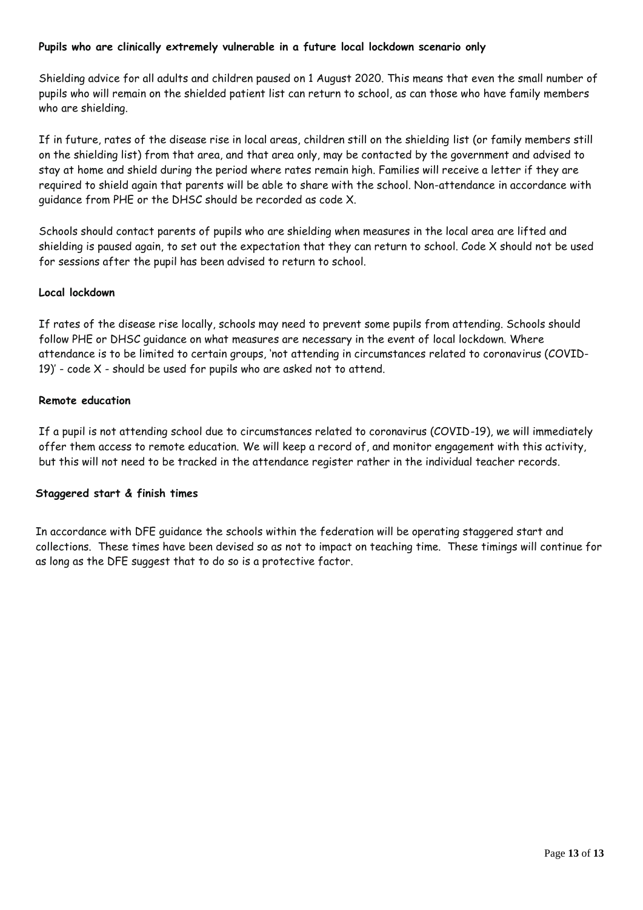**Pupils who are clinically extremely vulnerable in a future local lockdown scenario only**

Shielding advice for all adults and children paused on 1 August 2020. This means that even the small number of pupils who will remain on the shielded patient list can return to school, as can those who have family members who are shielding.

If in future, rates of the disease rise in local areas, children still on the shielding list (or family members still on the shielding list) from that area, and that area only, may be contacted by the government and advised to stay at home and shield during the period where rates remain high. Families will receive a letter if they are required to shield again that parents will be able to share with the school. Non-attendance in accordance with guidance from PHE or the DHSC should be recorded as code X.

Schools should contact parents of pupils who are shielding when measures in the local area are lifted and shielding is paused again, to set out the expectation that they can return to school. Code X should not be used for sessions after the pupil has been advised to return to school.

**Local lockdown**

If rates of the disease rise locally, schools may need to prevent some pupils from attending. Schools should follow PHE or DHSC guidance on what measures are necessary in the event of local lockdown. Where attendance is to be limited to certain groups, 'not attending in circumstances related to coronavirus (COVID-19)' - code X - should be used for pupils who are asked not to attend.

**Remote education**

If a pupil is not attending school due to circumstances related to coronavirus (COVID-19), we will immediately offer them access to remote education. We will keep a record of, and monitor engagement with this activity, but this will not need to be tracked in the attendance register rather in the individual teacher records.

**Staggered start & finish times**

In accordance with DFE guidance the schools within the federation will be operating staggered start and collections. These times have been devised so as not to impact on teaching time. These timings will continue for as long as the DFE suggest that to do so is a protective factor.